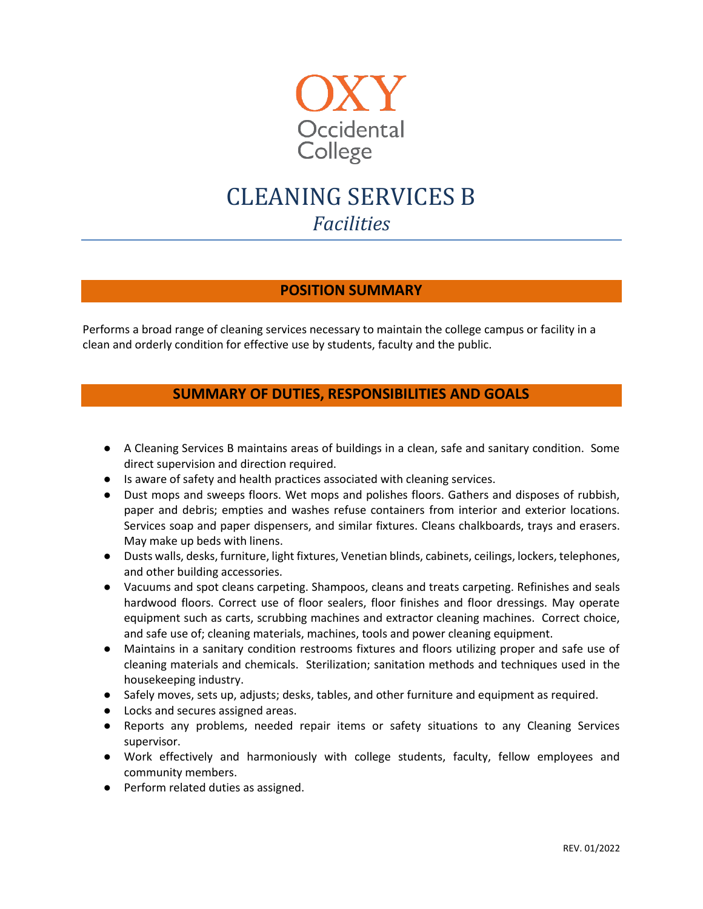OXY
Occidental
College

# CLEANING SERVICES B

*Facilities*

## POSITION SUMMARY

Performs a broad range of cleaning services necessary to maintain the college campus or facility in a clean and orderly condition for effective use by students, faculty and the public.

## SUMMARY OF DUTIES, RESPONSIBILITIES AND GOALS

- A Cleaning Services B maintains areas of buildings in a clean, safe and sanitary condition. Some direct supervision and direction required.
- Is aware of safety and health practices associated with cleaning services.
- Dust mops and sweeps floors. Wet mops and polishes floors. Gathers and disposes of rubbish, paper and debris; empties and washes refuse containers from interior and exterior locations. Services soap and paper dispensers, and similar fixtures. Cleans chalkboards, trays and erasers. May make up beds with linens.
- Dusts walls, desks, furniture, light fixtures, Venetian blinds, cabinets, ceilings, lockers, telephones, and other building accessories.
- Vacuums and spot cleans carpeting. Shampoos, cleans and treats carpeting. Refinishes and seals hardwood floors. Correct use of floor sealers, floor finishes and floor dressings. May operate equipment such as carts, scrubbing machines and extractor cleaning machines. Correct choice, and safe use of; cleaning materials, machines, tools and power cleaning equipment.
- Maintains in a sanitary condition restrooms fixtures and floors utilizing proper and safe use of cleaning materials and chemicals. Sterilization; sanitation methods and techniques used in the housekeeping industry.
- Safely moves, sets up, adjusts; desks, tables, and other furniture and equipment as required.
- Locks and secures assigned areas.
- Reports any problems, needed repair items or safety situations to any Cleaning Services supervisor.
- Work effectively and harmoniously with college students, faculty, fellow employees and community members.
- Perform related duties as assigned.

REV. 01/2022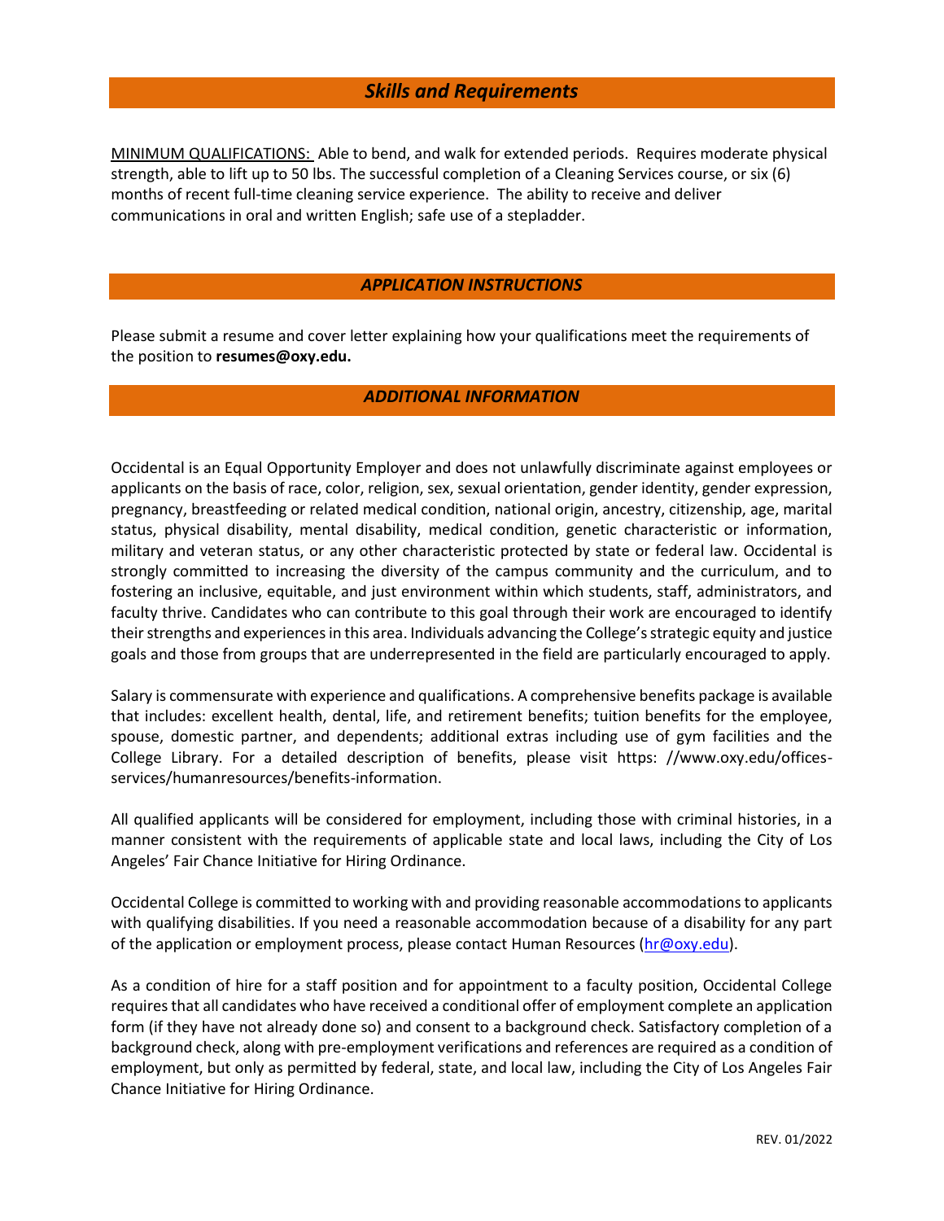## *Skills and Requirements*

MINIMUM QUALIFICATIONS: Able to bend, and walk for extended periods. Requires moderate physical strength, able to lift up to 50 lbs. The successful completion of a Cleaning Services course, or six (6) months of recent full-time cleaning service experience. The ability to receive and deliver communications in oral and written English; safe use of a stepladder.

## *APPLICATION INSTRUCTIONS*

Please submit a resume and cover letter explaining how your qualifications meet the requirements of the position to **resumes@oxy.edu.**

## *ADDITIONAL INFORMATION*

Occidental is an Equal Opportunity Employer and does not unlawfully discriminate against employees or applicants on the basis of race, color, religion, sex, sexual orientation, gender identity, gender expression, pregnancy, breastfeeding or related medical condition, national origin, ancestry, citizenship, age, marital status, physical disability, mental disability, medical condition, genetic characteristic or information, military and veteran status, or any other characteristic protected by state or federal law. Occidental is strongly committed to increasing the diversity of the campus community and the curriculum, and to fostering an inclusive, equitable, and just environment within which students, staff, administrators, and faculty thrive. Candidates who can contribute to this goal through their work are encouraged to identify their strengths and experiences in this area. Individuals advancing the College's strategic equity and justice goals and those from groups that are underrepresented in the field are particularly encouraged to apply.

Salary is commensurate with experience and qualifications. A comprehensive benefits package is available that includes: excellent health, dental, life, and retirement benefits; tuition benefits for the employee, spouse, domestic partner, and dependents; additional extras including use of gym facilities and the College Library. For a detailed description of benefits, please visit https: //www.oxy.edu/offices-services/humanresources/benefits-information.

All qualified applicants will be considered for employment, including those with criminal histories, in a manner consistent with the requirements of applicable state and local laws, including the City of Los Angeles' Fair Chance Initiative for Hiring Ordinance.

Occidental College is committed to working with and providing reasonable accommodations to applicants with qualifying disabilities. If you need a reasonable accommodation because of a disability for any part of the application or employment process, please contact Human Resources (hr@oxy.edu).

As a condition of hire for a staff position and for appointment to a faculty position, Occidental College requires that all candidates who have received a conditional offer of employment complete an application form (if they have not already done so) and consent to a background check. Satisfactory completion of a background check, along with pre-employment verifications and references are required as a condition of employment, but only as permitted by federal, state, and local law, including the City of Los Angeles Fair Chance Initiative for Hiring Ordinance.

REV. 01/2022